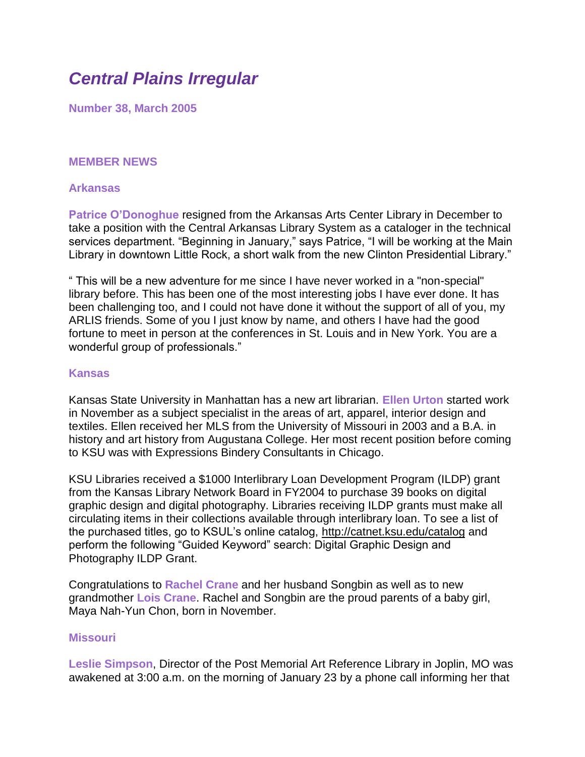# *Central Plains Irregular*

**Number 38, March 2005**

## MEMBER NEWS

### Arkansas

**Patrice O'Donoghue** resigned from the Arkansas Arts Center Library in December to take a position with the Central Arkansas Library System as a cataloger in the technical services department. "Beginning in January," says Patrice, "I will be working at the Main Library in downtown Little Rock, a short walk from the new Clinton Presidential Library."

" This will be a new adventure for me since I have never worked in a "non-special" library before. This has been one of the most interesting jobs I have ever done. It has been challenging too, and I could not have done it without the support of all of you, my ARLIS friends. Some of you I just know by name, and others I have had the good fortune to meet in person at the conferences in St. Louis and in New York. You are a wonderful group of professionals."

### Kansas

Kansas State University in Manhattan has a new art librarian. **Ellen Urton** started work in November as a subject specialist in the areas of art, apparel, interior design and textiles. Ellen received her MLS from the University of Missouri in 2003 and a B.A. in history and art history from Augustana College. Her most recent position before coming to KSU was with Expressions Bindery Consultants in Chicago.

KSU Libraries received a $1000 Interlibrary Loan Development Program (ILDP) grant from the Kansas Library Network Board in FY2004 to purchase 39 books on digital graphic design and digital photography. Libraries receiving ILDP grants must make all circulating items in their collections available through interlibrary loan. To see a list of the purchased titles, go to KSUL's online catalog, http://catnet.ksu.edu/catalog and perform the following "Guided Keyword" search: Digital Graphic Design and Photography ILDP Grant.

Congratulations to **Rachel Crane** and her husband Songbin as well as to new grandmother **Lois Crane**. Rachel and Songbin are the proud parents of a baby girl, Maya Nah-Yun Chon, born in November.

### Missouri

**Leslie Simpson**, Director of the Post Memorial Art Reference Library in Joplin, MO was awakened at 3:00 a.m. on the morning of January 23 by a phone call informing her that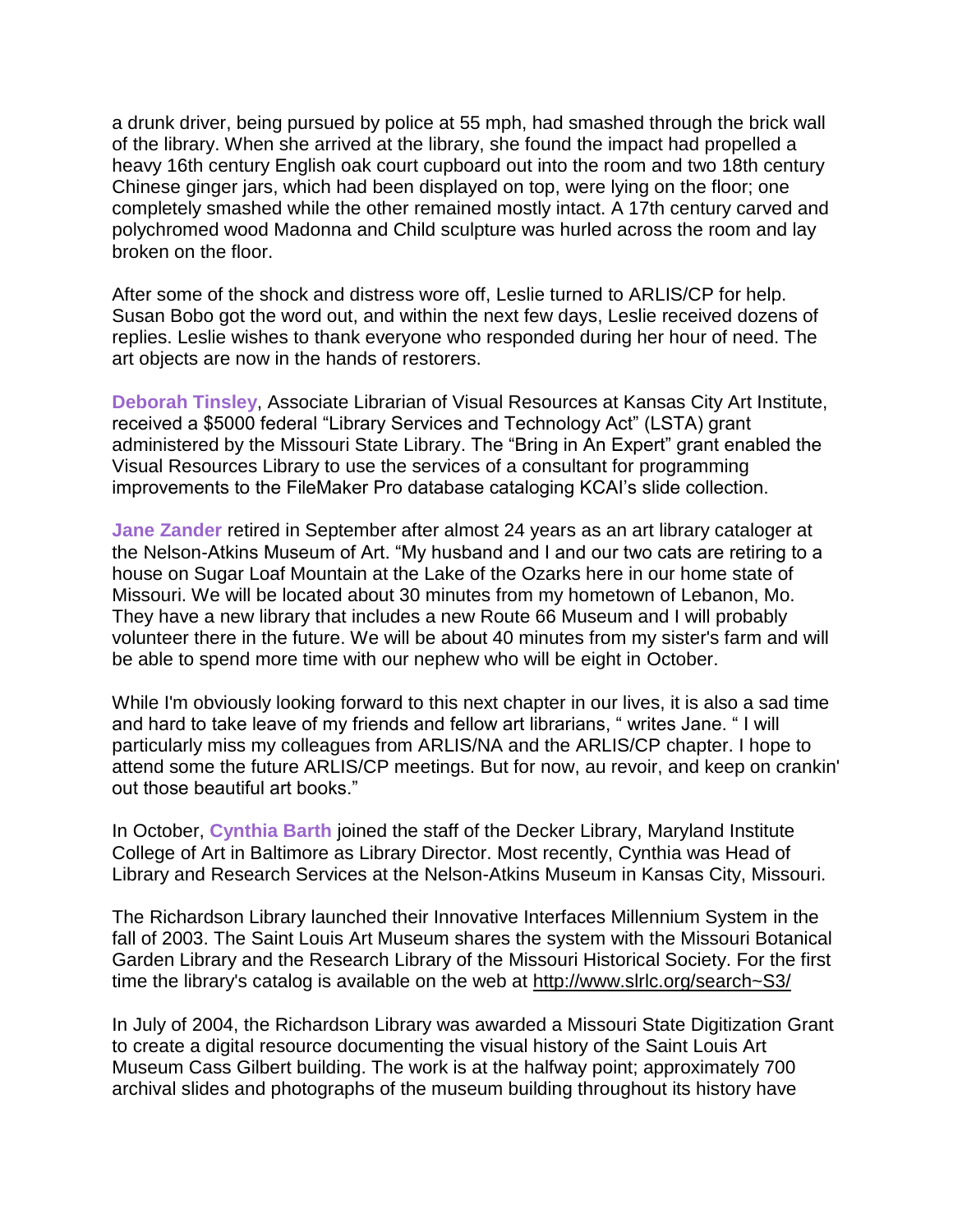a drunk driver, being pursued by police at 55 mph, had smashed through the brick wall of the library. When she arrived at the library, she found the impact had propelled a heavy 16th century English oak court cupboard out into the room and two 18th century Chinese ginger jars, which had been displayed on top, were lying on the floor; one completely smashed while the other remained mostly intact. A 17th century carved and polychromed wood Madonna and Child sculpture was hurled across the room and lay broken on the floor.

After some of the shock and distress wore off, Leslie turned to ARLIS/CP for help. Susan Bobo got the word out, and within the next few days, Leslie received dozens of replies. Leslie wishes to thank everyone who responded during her hour of need. The art objects are now in the hands of restorers.

**Deborah Tinsley**, Associate Librarian of Visual Resources at Kansas City Art Institute, received a $5000 federal "Library Services and Technology Act" (LSTA) grant administered by the Missouri State Library. The "Bring in An Expert" grant enabled the Visual Resources Library to use the services of a consultant for programming improvements to the FileMaker Pro database cataloging KCAI's slide collection.

**Jane Zander** retired in September after almost 24 years as an art library cataloger at the Nelson-Atkins Museum of Art. "My husband and I and our two cats are retiring to a house on Sugar Loaf Mountain at the Lake of the Ozarks here in our home state of Missouri. We will be located about 30 minutes from my hometown of Lebanon, Mo. They have a new library that includes a new Route 66 Museum and I will probably volunteer there in the future. We will be about 40 minutes from my sister's farm and will be able to spend more time with our nephew who will be eight in October.

While I'm obviously looking forward to this next chapter in our lives, it is also a sad time and hard to take leave of my friends and fellow art librarians, " writes Jane. " I will particularly miss my colleagues from ARLIS/NA and the ARLIS/CP chapter. I hope to attend some the future ARLIS/CP meetings. But for now, au revoir, and keep on crankin' out those beautiful art books."

In October, **Cynthia Barth** joined the staff of the Decker Library, Maryland Institute College of Art in Baltimore as Library Director. Most recently, Cynthia was Head of Library and Research Services at the Nelson-Atkins Museum in Kansas City, Missouri.

The Richardson Library launched their Innovative Interfaces Millennium System in the fall of 2003. The Saint Louis Art Museum shares the system with the Missouri Botanical Garden Library and the Research Library of the Missouri Historical Society. For the first time the library's catalog is available on the web at http://www.slrlc.org/search~S3/

In July of 2004, the Richardson Library was awarded a Missouri State Digitization Grant to create a digital resource documenting the visual history of the Saint Louis Art Museum Cass Gilbert building. The work is at the halfway point; approximately 700 archival slides and photographs of the museum building throughout its history have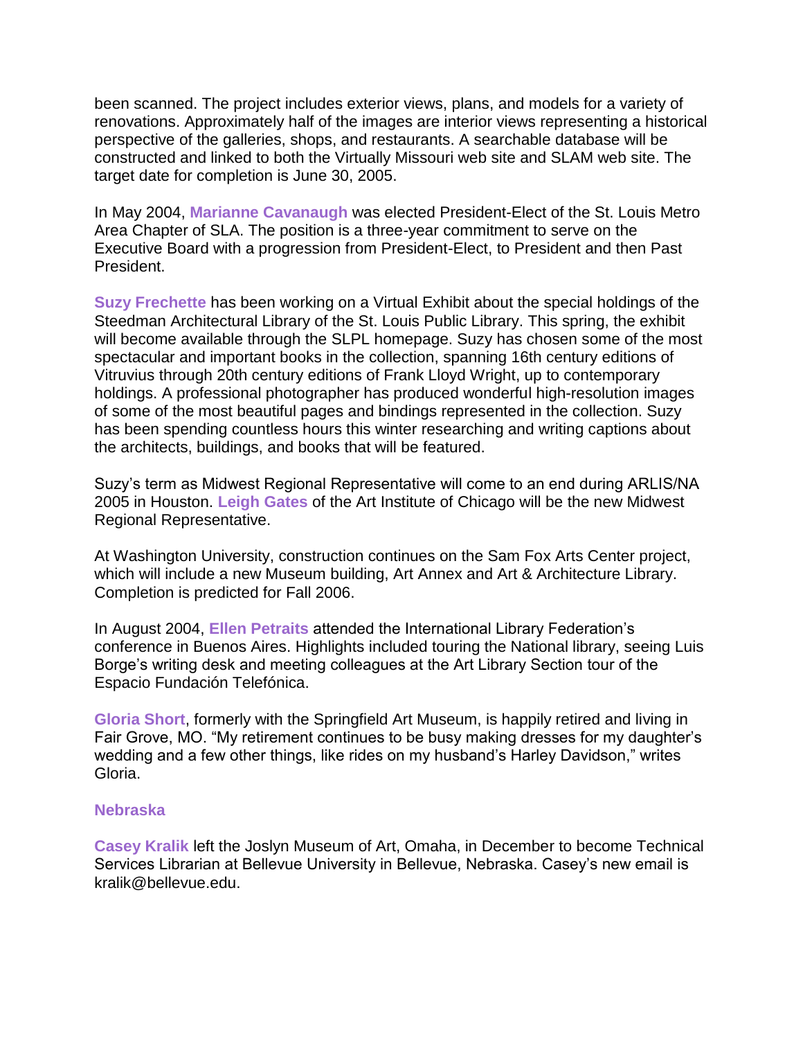been scanned. The project includes exterior views, plans, and models for a variety of renovations. Approximately half of the images are interior views representing a historical perspective of the galleries, shops, and restaurants. A searchable database will be constructed and linked to both the Virtually Missouri web site and SLAM web site. The target date for completion is June 30, 2005.

In May 2004, **Marianne Cavanaugh** was elected President-Elect of the St. Louis Metro Area Chapter of SLA. The position is a three-year commitment to serve on the Executive Board with a progression from President-Elect, to President and then Past President.

**Suzy Frechette** has been working on a Virtual Exhibit about the special holdings of the Steedman Architectural Library of the St. Louis Public Library. This spring, the exhibit will become available through the SLPL homepage. Suzy has chosen some of the most spectacular and important books in the collection, spanning 16th century editions of Vitruvius through 20th century editions of Frank Lloyd Wright, up to contemporary holdings. A professional photographer has produced wonderful high-resolution images of some of the most beautiful pages and bindings represented in the collection. Suzy has been spending countless hours this winter researching and writing captions about the architects, buildings, and books that will be featured.

Suzy's term as Midwest Regional Representative will come to an end during ARLIS/NA 2005 in Houston. **Leigh Gates** of the Art Institute of Chicago will be the new Midwest Regional Representative.

At Washington University, construction continues on the Sam Fox Arts Center project, which will include a new Museum building, Art Annex and Art & Architecture Library. Completion is predicted for Fall 2006.

In August 2004, **Ellen Petraits** attended the International Library Federation's conference in Buenos Aires. Highlights included touring the National library, seeing Luis Borge's writing desk and meeting colleagues at the Art Library Section tour of the Espacio Fundación Telefónica.

**Gloria Short**, formerly with the Springfield Art Museum, is happily retired and living in Fair Grove, MO. "My retirement continues to be busy making dresses for my daughter's wedding and a few other things, like rides on my husband's Harley Davidson," writes Gloria.

### Nebraska

**Casey Kralik** left the Joslyn Museum of Art, Omaha, in December to become Technical Services Librarian at Bellevue University in Bellevue, Nebraska. Casey's new email is kralik@bellevue.edu.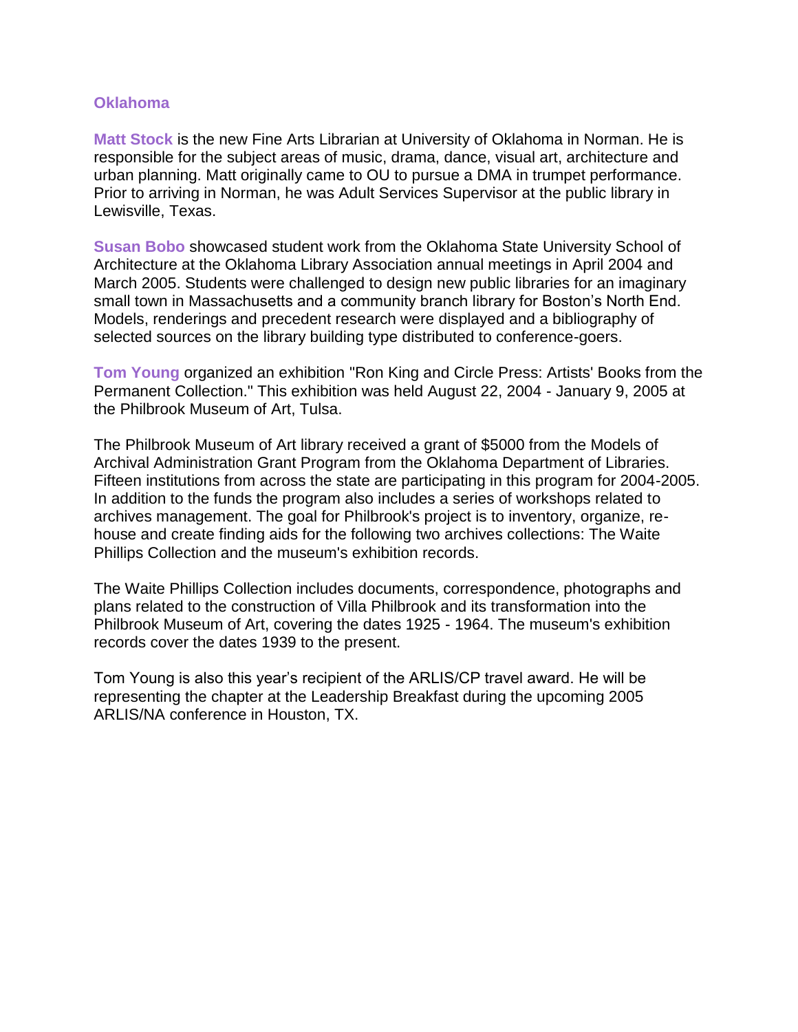## Oklahoma

**Matt Stock** is the new Fine Arts Librarian at University of Oklahoma in Norman. He is responsible for the subject areas of music, drama, dance, visual art, architecture and urban planning. Matt originally came to OU to pursue a DMA in trumpet performance. Prior to arriving in Norman, he was Adult Services Supervisor at the public library in Lewisville, Texas.

**Susan Bobo** showcased student work from the Oklahoma State University School of Architecture at the Oklahoma Library Association annual meetings in April 2004 and March 2005. Students were challenged to design new public libraries for an imaginary small town in Massachusetts and a community branch library for Boston's North End. Models, renderings and precedent research were displayed and a bibliography of selected sources on the library building type distributed to conference-goers.

**Tom Young** organized an exhibition "Ron King and Circle Press: Artists' Books from the Permanent Collection." This exhibition was held August 22, 2004 - January 9, 2005 at the Philbrook Museum of Art, Tulsa.

The Philbrook Museum of Art library received a grant of $5000 from the Models of Archival Administration Grant Program from the Oklahoma Department of Libraries. Fifteen institutions from across the state are participating in this program for 2004-2005. In addition to the funds the program also includes a series of workshops related to archives management. The goal for Philbrook's project is to inventory, organize, re-house and create finding aids for the following two archives collections: The Waite Phillips Collection and the museum's exhibition records.

The Waite Phillips Collection includes documents, correspondence, photographs and plans related to the construction of Villa Philbrook and its transformation into the Philbrook Museum of Art, covering the dates 1925 - 1964. The museum's exhibition records cover the dates 1939 to the present.

Tom Young is also this year's recipient of the ARLIS/CP travel award. He will be representing the chapter at the Leadership Breakfast during the upcoming 2005 ARLIS/NA conference in Houston, TX.